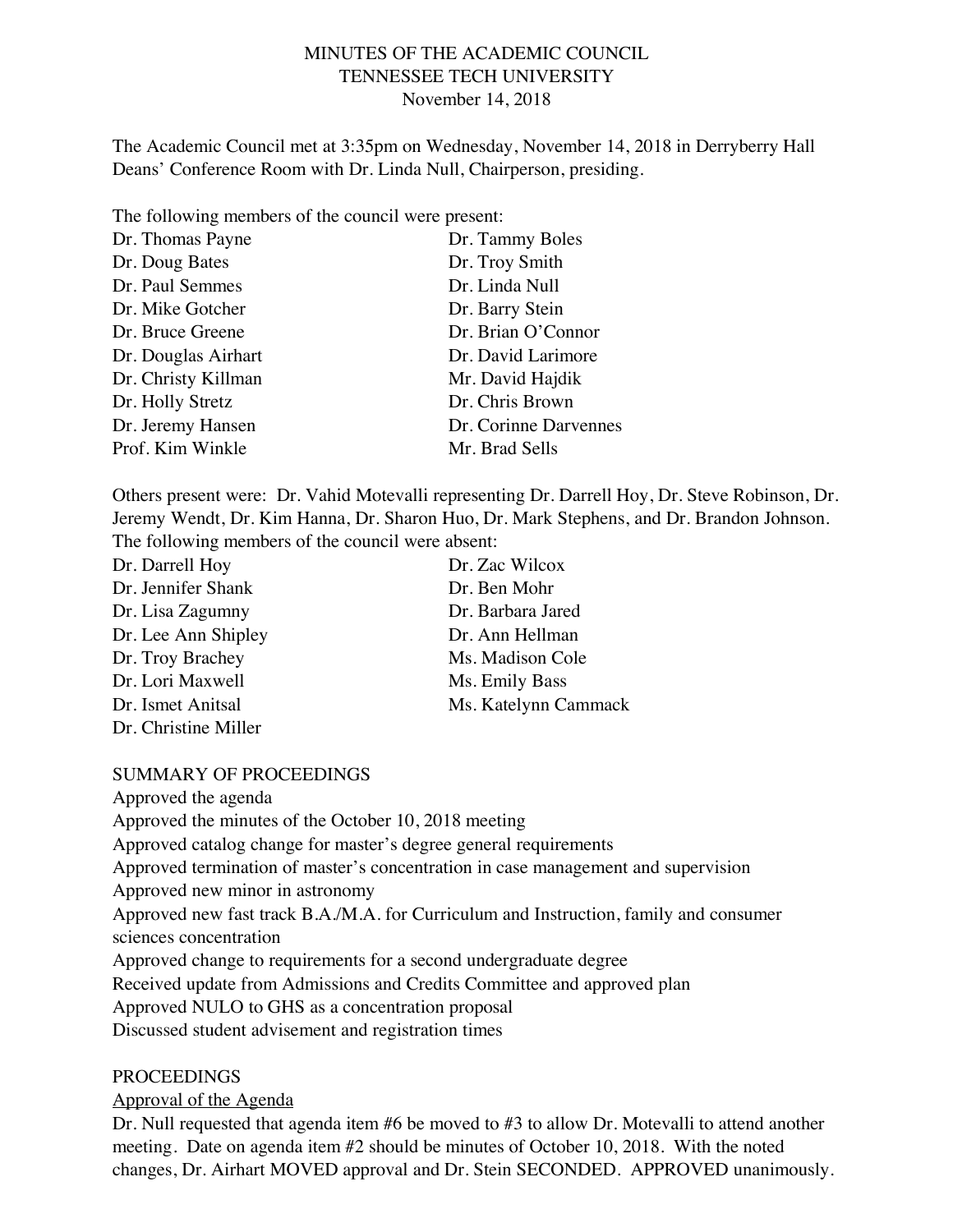# MINUTES OF THE ACADEMIC COUNCIL
## TENNESSEE TECH UNIVERSITY
### November 14, 2018

The Academic Council met at 3:35pm on Wednesday, November 14, 2018 in Derryberry Hall Deans' Conference Room with Dr. Linda Null, Chairperson, presiding.

The following members of the council were present:

Dr. Thomas Payne
Dr. Doug Bates
Dr. Paul Semmes
Dr. Mike Gotcher
Dr. Bruce Greene
Dr. Douglas Airhart
Dr. Christy Killman
Dr. Holly Stretz
Dr. Jeremy Hansen
Prof. Kim Winkle
Dr. Tammy Boles
Dr. Troy Smith
Dr. Linda Null
Dr. Barry Stein
Dr. Brian O'Connor
Dr. David Larimore
Mr. David Hajdik
Dr. Chris Brown
Dr. Corinne Darvennes
Mr. Brad Sells

Others present were: Dr. Vahid Motevalli representing Dr. Darrell Hoy, Dr. Steve Robinson, Dr. Jeremy Wendt, Dr. Kim Hanna, Dr. Sharon Huo, Dr. Mark Stephens, and Dr. Brandon Johnson.

The following members of the council were absent:

Dr. Darrell Hoy
Dr. Jennifer Shank
Dr. Lisa Zagumny
Dr. Lee Ann Shipley
Dr. Troy Brachey
Dr. Lori Maxwell
Dr. Ismet Anitsal
Dr. Christine Miller
Dr. Zac Wilcox
Dr. Ben Mohr
Dr. Barbara Jared
Dr. Ann Hellman
Ms. Madison Cole
Ms. Emily Bass
Ms. Katelynn Cammack

SUMMARY OF PROCEEDINGS

Approved the agenda
Approved the minutes of the October 10, 2018 meeting
Approved catalog change for master's degree general requirements
Approved termination of master's concentration in case management and supervision
Approved new minor in astronomy
Approved new fast track B.A./M.A. for Curriculum and Instruction, family and consumer sciences concentration
Approved change to requirements for a second undergraduate degree
Received update from Admissions and Credits Committee and approved plan
Approved NULO to GHS as a concentration proposal
Discussed student advisement and registration times

PROCEEDINGS

Approval of the Agenda

Dr. Null requested that agenda item #6 be moved to #3 to allow Dr. Motevalli to attend another meeting. Date on agenda item #2 should be minutes of October 10, 2018. With the noted changes, Dr. Airhart MOVED approval and Dr. Stein SECONDED. APPROVED unanimously.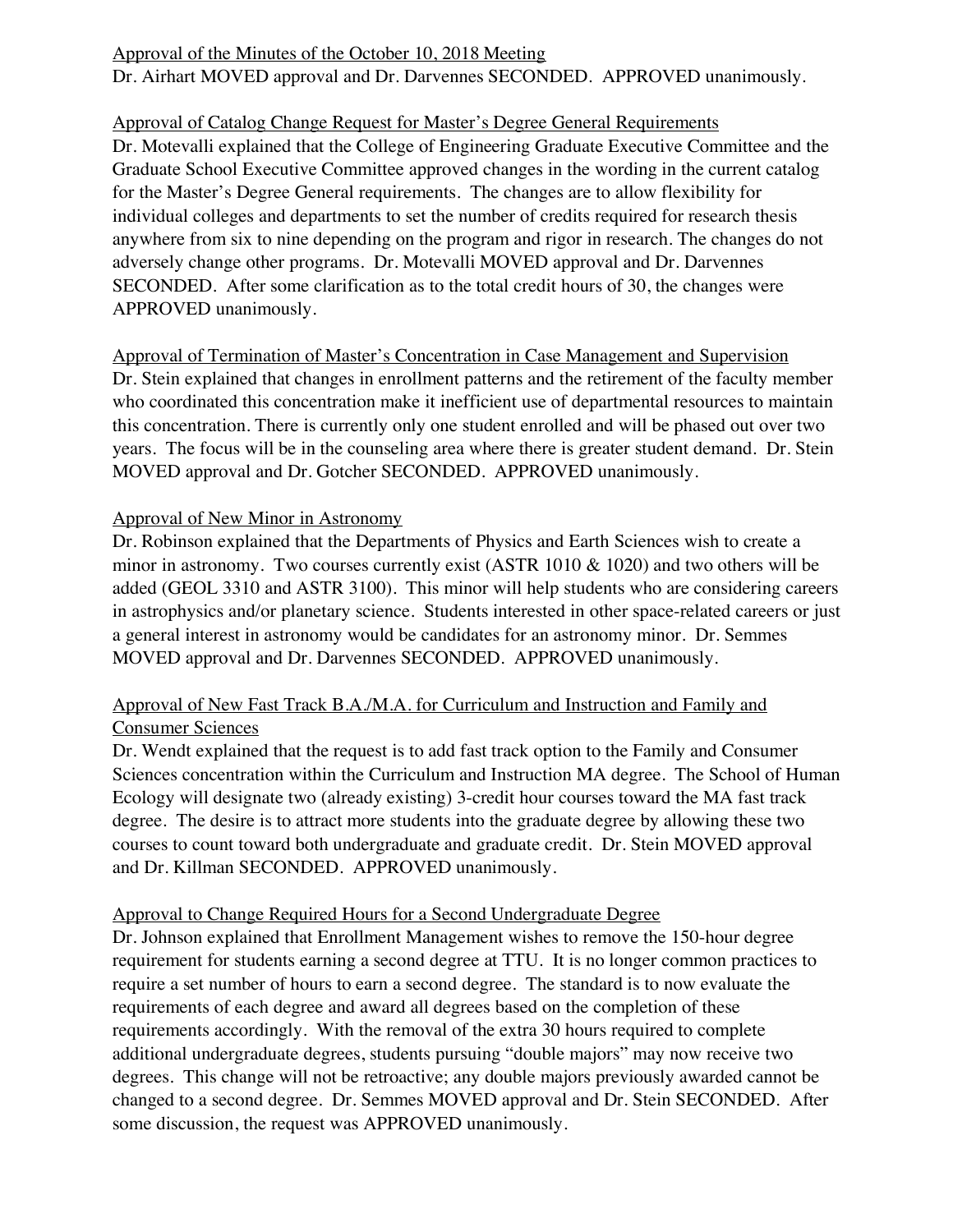Approval of the Minutes of the October 10, 2018 Meeting

Dr. Airhart MOVED approval and Dr. Darvennes SECONDED. APPROVED unanimously.

Approval of Catalog Change Request for Master's Degree General Requirements

Dr. Motevalli explained that the College of Engineering Graduate Executive Committee and the Graduate School Executive Committee approved changes in the wording in the current catalog for the Master's Degree General requirements. The changes are to allow flexibility for individual colleges and departments to set the number of credits required for research thesis anywhere from six to nine depending on the program and rigor in research. The changes do not adversely change other programs. Dr. Motevalli MOVED approval and Dr. Darvennes SECONDED. After some clarification as to the total credit hours of 30, the changes were APPROVED unanimously.

Approval of Termination of Master's Concentration in Case Management and Supervision

Dr. Stein explained that changes in enrollment patterns and the retirement of the faculty member who coordinated this concentration make it inefficient use of departmental resources to maintain this concentration. There is currently only one student enrolled and will be phased out over two years. The focus will be in the counseling area where there is greater student demand. Dr. Stein MOVED approval and Dr. Gotcher SECONDED. APPROVED unanimously.

Approval of New Minor in Astronomy

Dr. Robinson explained that the Departments of Physics and Earth Sciences wish to create a minor in astronomy. Two courses currently exist (ASTR 1010 & 1020) and two others will be added (GEOL 3310 and ASTR 3100). This minor will help students who are considering careers in astrophysics and/or planetary science. Students interested in other space-related careers or just a general interest in astronomy would be candidates for an astronomy minor. Dr. Semmes MOVED approval and Dr. Darvennes SECONDED. APPROVED unanimously.

Approval of New Fast Track B.A./M.A. for Curriculum and Instruction and Family and Consumer Sciences

Dr. Wendt explained that the request is to add fast track option to the Family and Consumer Sciences concentration within the Curriculum and Instruction MA degree. The School of Human Ecology will designate two (already existing) 3-credit hour courses toward the MA fast track degree. The desire is to attract more students into the graduate degree by allowing these two courses to count toward both undergraduate and graduate credit. Dr. Stein MOVED approval and Dr. Killman SECONDED. APPROVED unanimously.

Approval to Change Required Hours for a Second Undergraduate Degree

Dr. Johnson explained that Enrollment Management wishes to remove the 150-hour degree requirement for students earning a second degree at TTU. It is no longer common practices to require a set number of hours to earn a second degree. The standard is to now evaluate the requirements of each degree and award all degrees based on the completion of these requirements accordingly. With the removal of the extra 30 hours required to complete additional undergraduate degrees, students pursuing "double majors" may now receive two degrees. This change will not be retroactive; any double majors previously awarded cannot be changed to a second degree. Dr. Semmes MOVED approval and Dr. Stein SECONDED. After some discussion, the request was APPROVED unanimously.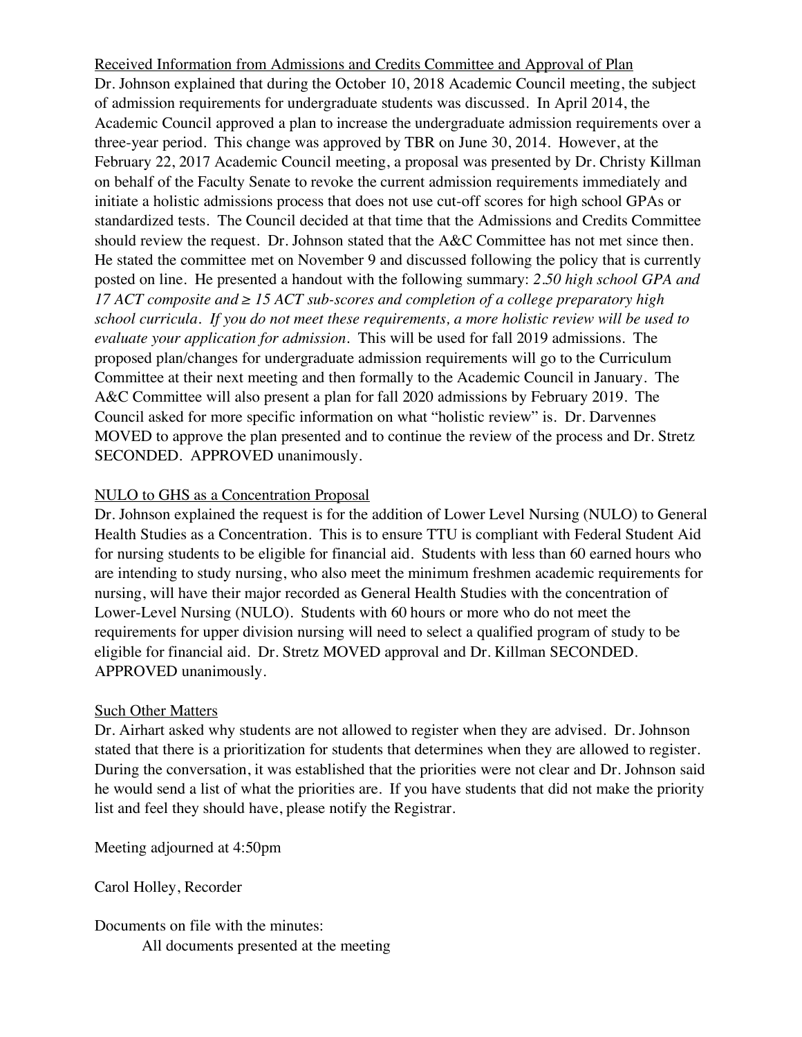Received Information from Admissions and Credits Committee and Approval of Plan

Dr. Johnson explained that during the October 10, 2018 Academic Council meeting, the subject of admission requirements for undergraduate students was discussed. In April 2014, the Academic Council approved a plan to increase the undergraduate admission requirements over a three-year period. This change was approved by TBR on June 30, 2014. However, at the February 22, 2017 Academic Council meeting, a proposal was presented by Dr. Christy Killman on behalf of the Faculty Senate to revoke the current admission requirements immediately and initiate a holistic admissions process that does not use cut-off scores for high school GPAs or standardized tests. The Council decided at that time that the Admissions and Credits Committee should review the request. Dr. Johnson stated that the A&C Committee has not met since then. He stated the committee met on November 9 and discussed following the policy that is currently posted on line. He presented a handout with the following summary: *2.50 high school GPA and 17 ACT composite and ≥ 15 ACT sub-scores and completion of a college preparatory high school curricula. If you do not meet these requirements, a more holistic review will be used to evaluate your application for admission.* This will be used for fall 2019 admissions. The proposed plan/changes for undergraduate admission requirements will go to the Curriculum Committee at their next meeting and then formally to the Academic Council in January. The A&C Committee will also present a plan for fall 2020 admissions by February 2019. The Council asked for more specific information on what "holistic review" is. Dr. Darvennes MOVED to approve the plan presented and to continue the review of the process and Dr. Stretz SECONDED. APPROVED unanimously.

NULO to GHS as a Concentration Proposal

Dr. Johnson explained the request is for the addition of Lower Level Nursing (NULO) to General Health Studies as a Concentration. This is to ensure TTU is compliant with Federal Student Aid for nursing students to be eligible for financial aid. Students with less than 60 earned hours who are intending to study nursing, who also meet the minimum freshmen academic requirements for nursing, will have their major recorded as General Health Studies with the concentration of Lower-Level Nursing (NULO). Students with 60 hours or more who do not meet the requirements for upper division nursing will need to select a qualified program of study to be eligible for financial aid. Dr. Stretz MOVED approval and Dr. Killman SECONDED. APPROVED unanimously.

Such Other Matters

Dr. Airhart asked why students are not allowed to register when they are advised. Dr. Johnson stated that there is a prioritization for students that determines when they are allowed to register. During the conversation, it was established that the priorities were not clear and Dr. Johnson said he would send a list of what the priorities are. If you have students that did not make the priority list and feel they should have, please notify the Registrar.

Meeting adjourned at 4:50pm

Carol Holley, Recorder

Documents on file with the minutes:

All documents presented at the meeting